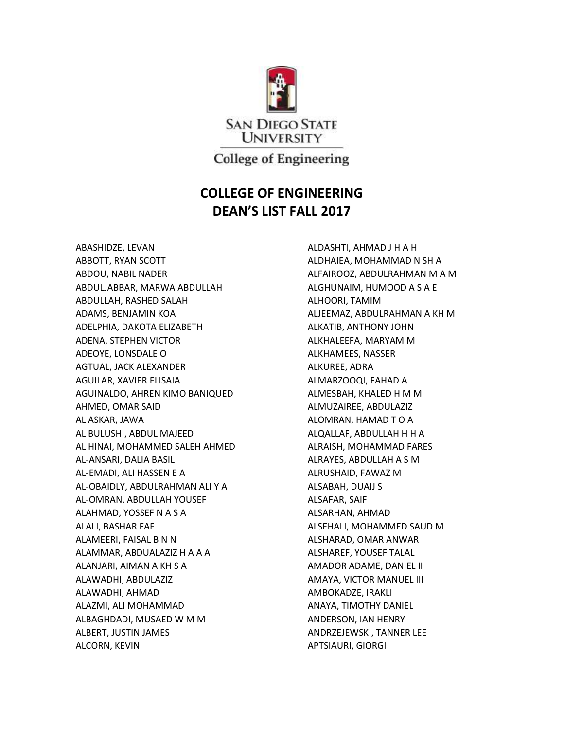San Diego State University

College of Engineering

# COLLEGE OF ENGINEERING
# DEAN'S LIST FALL 2017

ABASHIDZE, LEVAN
ABBOTT, RYAN SCOTT
ABDOU, NABIL NADER
ABDULJABBAR, MARWA ABDULLAH
ABDULLAH, RASHED SALAH
ADAMS, BENJAMIN KOA
ADELPHIA, DAKOTA ELIZABETH
ADENA, STEPHEN VICTOR
ADEOYE, LONSDALE O
AGTUAL, JACK ALEXANDER
AGUILAR, XAVIER ELISAIA
AGUINALDO, AHREN KIMO BANIQUED
AHMED, OMAR SAID
AL ASKAR, JAWA
AL BULUSHI, ABDUL MAJEED
AL HINAI, MOHAMMED SALEH AHMED
AL-ANSARI, DALIA BASIL
AL-EMADI, ALI HASSEN E A
AL-OBAIDLY, ABDULRAHMAN ALI Y A
AL-OMRAN, ABDULLAH YOUSEF
ALAHMAD, YOSSEF N A S A
ALALI, BASHAR FAE
ALAMEERI, FAISAL B N N
ALAMMAR, ABDUALAZIZ H A A A
ALANJARI, AIMAN A KH S A
ALAWADHI, ABDULAZIZ
ALAWADHI, AHMAD
ALAZMI, ALI MOHAMMAD
ALBAGHDADI, MUSAED W M M
ALBERT, JUSTIN JAMES
ALCORN, KEVIN
ALDASHTI, AHMAD J H A H
ALDHAIEA, MOHAMMAD N SH A
ALFAIROOZ, ABDULRAHMAN M A M
ALGHUNAIM, HUMOOD A S A E
ALHOORI, TAMIM
ALJEEMAZ, ABDULRAHMAN A KH M
ALKATIB, ANTHONY JOHN
ALKHALEEFA, MARYAM M
ALKHAMEES, NASSER
ALKUREE, ADRA
ALMARZOOQI, FAHAD A
ALMESBAH, KHALED H M M
ALMUZAIREE, ABDULAZIZ
ALOMRAN, HAMAD T O A
ALQALLAF, ABDULLAH H H A
ALRAISH, MOHAMMAD FARES
ALRAYES, ABDULLAH A S M
ALRUSHAID, FAWAZ M
ALSABAH, DUAIJ S
ALSAFAR, SAIF
ALSARHAN, AHMAD
ALSEHALI, MOHAMMED SAUD M
ALSHARAD, OMAR ANWAR
ALSHAREF, YOUSEF TALAL
AMADOR ADAME, DANIEL II
AMAYA, VICTOR MANUEL III
AMBOKADZE, IRAKLI
ANAYA, TIMOTHY DANIEL
ANDERSON, IAN HENRY
ANDRZEJEWSKI, TANNER LEE
APTSIAURI, GIORGI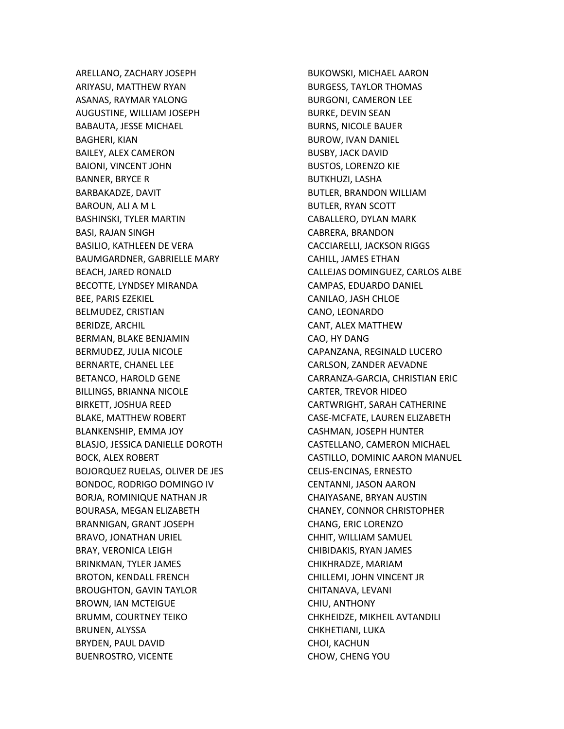ARELLANO, ZACHARY JOSEPH
ARIYASU, MATTHEW RYAN
ASANAS, RAYMAR YALONG
AUGUSTINE, WILLIAM JOSEPH
BABAUTA, JESSE MICHAEL
BAGHERI, KIAN
BAILEY, ALEX CAMERON
BAIONI, VINCENT JOHN
BANNER, BRYCE R
BARBAKADZE, DAVIT
BAROUN, ALI A M L
BASHINSKI, TYLER MARTIN
BASI, RAJAN SINGH
BASILIO, KATHLEEN DE VERA
BAUMGARDNER, GABRIELLE MARY
BEACH, JARED RONALD
BECOTTE, LYNDSEY MIRANDA
BEE, PARIS EZEKIEL
BELMUDEZ, CRISTIAN
BERIDZE, ARCHIL
BERMAN, BLAKE BENJAMIN
BERMUDEZ, JULIA NICOLE
BERNARTE, CHANEL LEE
BETANCO, HAROLD GENE
BILLINGS, BRIANNA NICOLE
BIRKETT, JOSHUA REED
BLAKE, MATTHEW ROBERT
BLANKENSHIP, EMMA JOY
BLASJO, JESSICA DANIELLE DOROTH
BOCK, ALEX ROBERT
BOJORQUEZ RUELAS, OLIVER DE JES
BONDOC, RODRIGO DOMINGO IV
BORJA, ROMINIQUE NATHAN JR
BOURASA, MEGAN ELIZABETH
BRANNIGAN, GRANT JOSEPH
BRAVO, JONATHAN URIEL
BRAY, VERONICA LEIGH
BRINKMAN, TYLER JAMES
BROTON, KENDALL FRENCH
BROUGHTON, GAVIN TAYLOR
BROWN, IAN MCTEIGUE
BRUMM, COURTNEY TEIKO
BRUNEN, ALYSSA
BRYDEN, PAUL DAVID
BUENROSTRO, VICENTE
BUKOWSKI, MICHAEL AARON
BURGESS, TAYLOR THOMAS
BURGONI, CAMERON LEE
BURKE, DEVIN SEAN
BURNS, NICOLE BAUER
BUROW, IVAN DANIEL
BUSBY, JACK DAVID
BUSTOS, LORENZO KIE
BUTKHUZI, LASHA
BUTLER, BRANDON WILLIAM
BUTLER, RYAN SCOTT
CABALLERO, DYLAN MARK
CABRERA, BRANDON
CACCIARELLI, JACKSON RIGGS
CAHILL, JAMES ETHAN
CALLEJAS DOMINGUEZ, CARLOS ALBE
CAMPAS, EDUARDO DANIEL
CANILAO, JASH CHLOE
CANO, LEONARDO
CANT, ALEX MATTHEW
CAO, HY DANG
CAPANZANA, REGINALD LUCERO
CARLSON, ZANDER AEVADNE
CARRANZA-GARCIA, CHRISTIAN ERIC
CARTER, TREVOR HIDEO
CARTWRIGHT, SARAH CATHERINE
CASE-MCFATE, LAUREN ELIZABETH
CASHMAN, JOSEPH HUNTER
CASTELLANO, CAMERON MICHAEL
CASTILLO, DOMINIC AARON MANUEL
CELIS-ENCINAS, ERNESTO
CENTANNI, JASON AARON
CHAIYASANE, BRYAN AUSTIN
CHANEY, CONNOR CHRISTOPHER
CHANG, ERIC LORENZO
CHHIT, WILLIAM SAMUEL
CHIBIDAKIS, RYAN JAMES
CHIKHRADZE, MARIAM
CHILLEMI, JOHN VINCENT JR
CHITANAVA, LEVANI
CHIU, ANTHONY
CHKHEIDZE, MIKHEIL AVTANDILI
CHKHETIANI, LUKA
CHOI, KACHUN
CHOW, CHENG YOU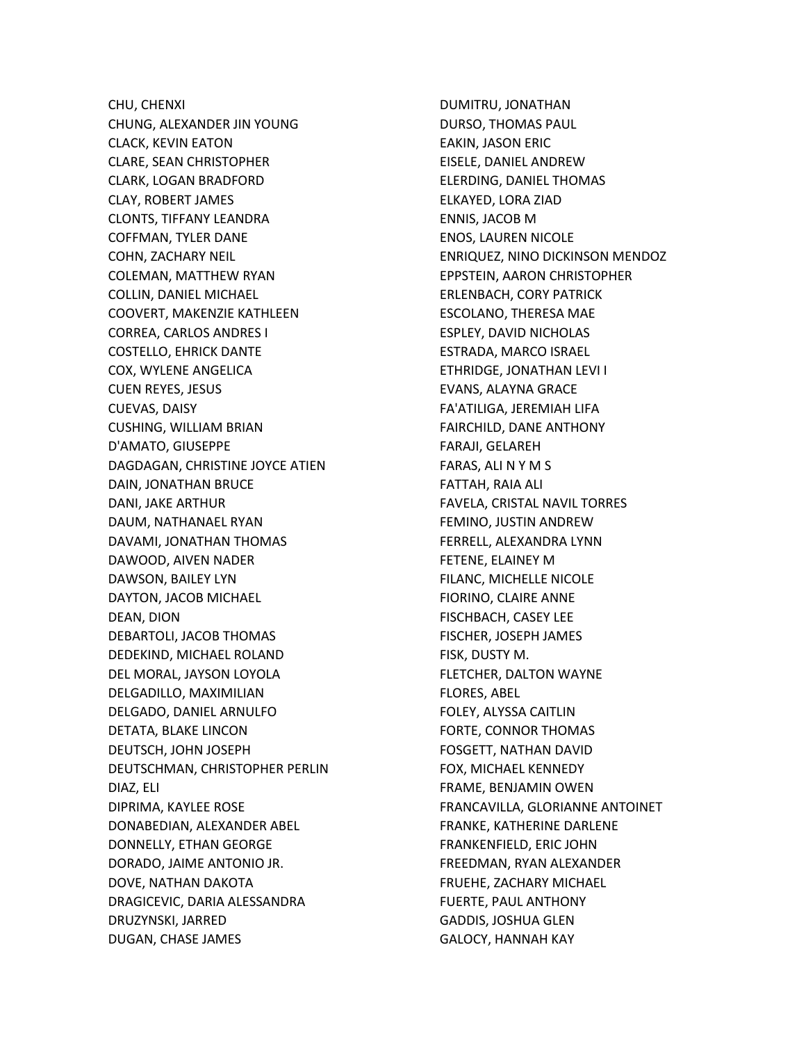CHU, CHENXI
CHUNG, ALEXANDER JIN YOUNG
CLACK, KEVIN EATON
CLARE, SEAN CHRISTOPHER
CLARK, LOGAN BRADFORD
CLAY, ROBERT JAMES
CLONTS, TIFFANY LEANDRA
COFFMAN, TYLER DANE
COHN, ZACHARY NEIL
COLEMAN, MATTHEW RYAN
COLLIN, DANIEL MICHAEL
COOVERT, MAKENZIE KATHLEEN
CORREA, CARLOS ANDRES I
COSTELLO, EHRICK DANTE
COX, WYLENE ANGELICA
CUEN REYES, JESUS
CUEVAS, DAISY
CUSHING, WILLIAM BRIAN
D'AMATO, GIUSEPPE
DAGDAGAN, CHRISTINE JOYCE ATIEN
DAIN, JONATHAN BRUCE
DANI, JAKE ARTHUR
DAUM, NATHANAEL RYAN
DAVAMI, JONATHAN THOMAS
DAWOOD, AIVEN NADER
DAWSON, BAILEY LYN
DAYTON, JACOB MICHAEL
DEAN, DION
DEBARTOLI, JACOB THOMAS
DEDEKIND, MICHAEL ROLAND
DEL MORAL, JAYSON LOYOLA
DELGADILLO, MAXIMILIAN
DELGADO, DANIEL ARNULFO
DETATA, BLAKE LINCON
DEUTSCH, JOHN JOSEPH
DEUTSCHMAN, CHRISTOPHER PERLIN
DIAZ, ELI
DIPRIMA, KAYLEE ROSE
DONABEDIAN, ALEXANDER ABEL
DONNELLY, ETHAN GEORGE
DORADO, JAIME ANTONIO JR.
DOVE, NATHAN DAKOTA
DRAGICEVIC, DARIA ALESSANDRA
DRUZYNSKI, JARRED
DUGAN, CHASE JAMES
DUMITRU, JONATHAN
DURSO, THOMAS PAUL
EAKIN, JASON ERIC
EISELE, DANIEL ANDREW
ELERDING, DANIEL THOMAS
ELKAYED, LORA ZIAD
ENNIS, JACOB M
ENOS, LAUREN NICOLE
ENRIQUEZ, NINO DICKINSON MENDOZ
EPPSTEIN, AARON CHRISTOPHER
ERLENBACH, CORY PATRICK
ESCOLANO, THERESA MAE
ESPLEY, DAVID NICHOLAS
ESTRADA, MARCO ISRAEL
ETHRIDGE, JONATHAN LEVI I
EVANS, ALAYNA GRACE
FA'ATILIGA, JEREMIAH LIFA
FAIRCHILD, DANE ANTHONY
FARAJI, GELAREH
FARAS, ALI N Y M S
FATTAH, RAIA ALI
FAVELA, CRISTAL NAVIL TORRES
FEMINO, JUSTIN ANDREW
FERRELL, ALEXANDRA LYNN
FETENE, ELAINEY M
FILANC, MICHELLE NICOLE
FIORINO, CLAIRE ANNE
FISCHBACH, CASEY LEE
FISCHER, JOSEPH JAMES
FISK, DUSTY M.
FLETCHER, DALTON WAYNE
FLORES, ABEL
FOLEY, ALYSSA CAITLIN
FORTE, CONNOR THOMAS
FOSGETT, NATHAN DAVID
FOX, MICHAEL KENNEDY
FRAME, BENJAMIN OWEN
FRANCAVILLA, GLORIANNE ANTOINET
FRANKE, KATHERINE DARLENE
FRANKENFIELD, ERIC JOHN
FREEDMAN, RYAN ALEXANDER
FRUEHE, ZACHARY MICHAEL
FUERTE, PAUL ANTHONY
GADDIS, JOSHUA GLEN
GALOCY, HANNAH KAY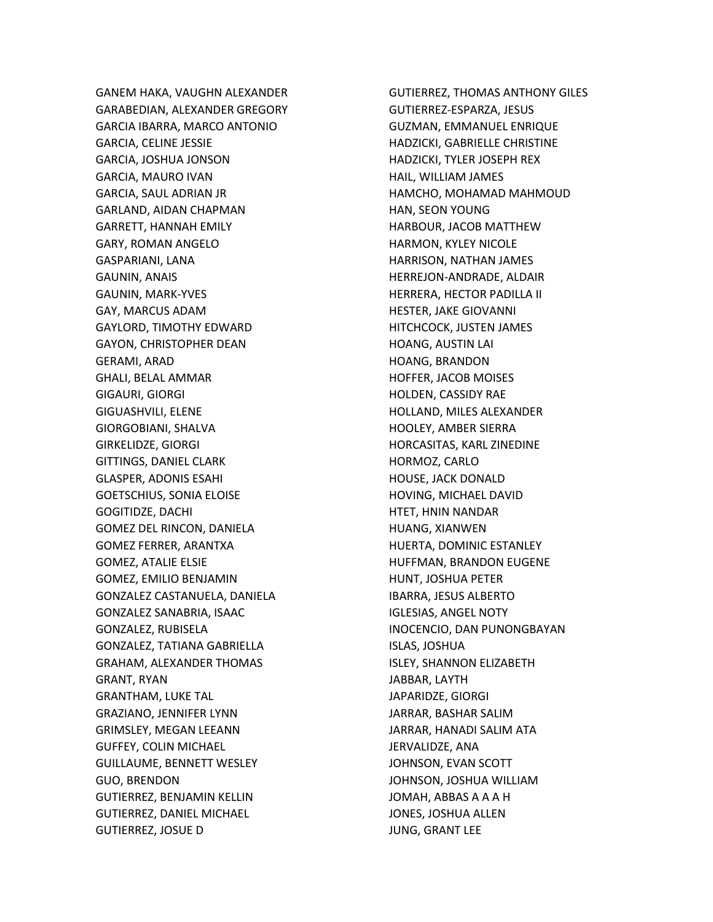GANEM HAKA, VAUGHN ALEXANDER
GARABEDIAN, ALEXANDER GREGORY
GARCIA IBARRA, MARCO ANTONIO
GARCIA, CELINE JESSIE
GARCIA, JOSHUA JONSON
GARCIA, MAURO IVAN
GARCIA, SAUL ADRIAN JR
GARLAND, AIDAN CHAPMAN
GARRETT, HANNAH EMILY
GARY, ROMAN ANGELO
GASPARIANI, LANA
GAUNIN, ANAIS
GAUNIN, MARK-YVES
GAY, MARCUS ADAM
GAYLORD, TIMOTHY EDWARD
GAYON, CHRISTOPHER DEAN
GERAMI, ARAD
GHALI, BELAL AMMAR
GIGAURI, GIORGI
GIGUASHVILI, ELENE
GIORGOBIANI, SHALVA
GIRKELIDZE, GIORGI
GITTINGS, DANIEL CLARK
GLASPER, ADONIS ESAHI
GOETSCHIUS, SONIA ELOISE
GOGITIDZE, DACHI
GOMEZ DEL RINCON, DANIELA
GOMEZ FERRER, ARANTXA
GOMEZ, ATALIE ELSIE
GOMEZ, EMILIO BENJAMIN
GONZALEZ CASTANUELA, DANIELA
GONZALEZ SANABRIA, ISAAC
GONZALEZ, RUBISELA
GONZALEZ, TATIANA GABRIELLA
GRAHAM, ALEXANDER THOMAS
GRANT, RYAN
GRANTHAM, LUKE TAL
GRAZIANO, JENNIFER LYNN
GRIMSLEY, MEGAN LEEANN
GUFFEY, COLIN MICHAEL
GUILLAUME, BENNETT WESLEY
GUO, BRENDON
GUTIERREZ, BENJAMIN KELLIN
GUTIERREZ, DANIEL MICHAEL
GUTIERREZ, JOSUE D
GUTIERREZ, THOMAS ANTHONY GILES
GUTIERREZ-ESPARZA, JESUS
GUZMAN, EMMANUEL ENRIQUE
HADZICKI, GABRIELLE CHRISTINE
HADZICKI, TYLER JOSEPH REX
HAIL, WILLIAM JAMES
HAMCHO, MOHAMAD MAHMOUD
HAN, SEON YOUNG
HARBOUR, JACOB MATTHEW
HARMON, KYLEY NICOLE
HARRISON, NATHAN JAMES
HERREJON-ANDRADE, ALDAIR
HERRERA, HECTOR PADILLA II
HESTER, JAKE GIOVANNI
HITCHCOCK, JUSTEN JAMES
HOANG, AUSTIN LAI
HOANG, BRANDON
HOFFER, JACOB MOISES
HOLDEN, CASSIDY RAE
HOLLAND, MILES ALEXANDER
HOOLEY, AMBER SIERRA
HORCASITAS, KARL ZINEDINE
HORMOZ, CARLO
HOUSE, JACK DONALD
HOVING, MICHAEL DAVID
HTET, HNIN NANDAR
HUANG, XIANWEN
HUERTA, DOMINIC ESTANLEY
HUFFMAN, BRANDON EUGENE
HUNT, JOSHUA PETER
IBARRA, JESUS ALBERTO
IGLESIAS, ANGEL NOTY
INOCENCIO, DAN PUNONGBAYAN
ISLAS, JOSHUA
ISLEY, SHANNON ELIZABETH
JABBAR, LAYTH
JAPARIDZE, GIORGI
JARRAR, BASHAR SALIM
JARRAR, HANADI SALIM ATA
JERVALIDZE, ANA
JOHNSON, EVAN SCOTT
JOHNSON, JOSHUA WILLIAM
JOMAH, ABBAS A A A H
JONES, JOSHUA ALLEN
JUNG, GRANT LEE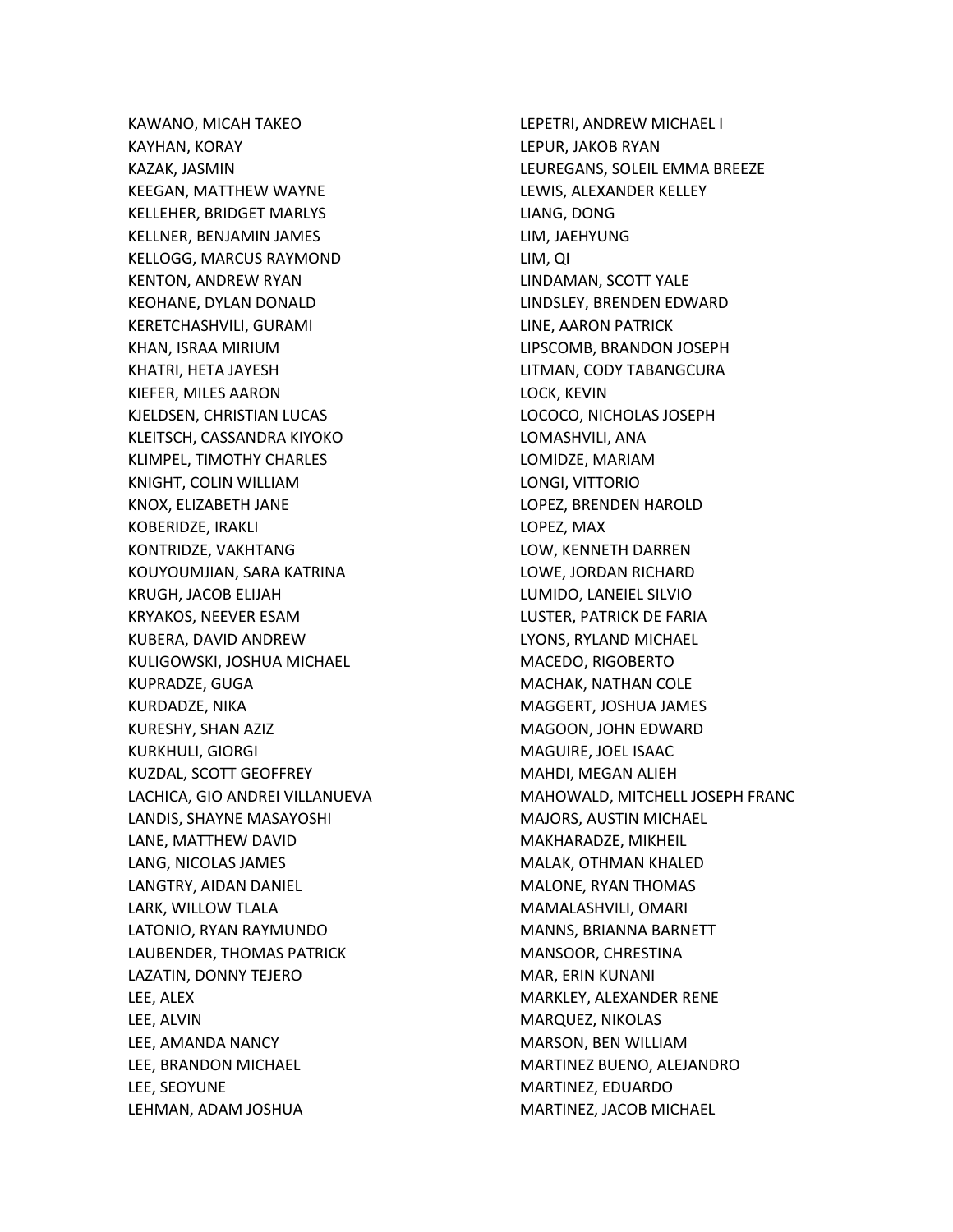KAWANO, MICAH TAKEO
KAYHAN, KORAY
KAZAK, JASMIN
KEEGAN, MATTHEW WAYNE
KELLEHER, BRIDGET MARLYS
KELLNER, BENJAMIN JAMES
KELLOGG, MARCUS RAYMOND
KENTON, ANDREW RYAN
KEOHANE, DYLAN DONALD
KERETCHASHVILI, GURAMI
KHAN, ISRAA MIRIUM
KHATRI, HETA JAYESH
KIEFER, MILES AARON
KJELDSEN, CHRISTIAN LUCAS
KLEITSCH, CASSANDRA KIYOKO
KLIMPEL, TIMOTHY CHARLES
KNIGHT, COLIN WILLIAM
KNOX, ELIZABETH JANE
KOBERIDZE, IRAKLI
KONTRIDZE, VAKHTANG
KOUYOUMJIAN, SARA KATRINA
KRUGH, JACOB ELIJAH
KRYAKOS, NEEVER ESAM
KUBERA, DAVID ANDREW
KULIGOWSKI, JOSHUA MICHAEL
KUPRADZE, GUGA
KURDADZE, NIKA
KURESHY, SHAN AZIZ
KURKHULI, GIORGI
KUZDAL, SCOTT GEOFFREY
LACHICA, GIO ANDREI VILLANUEVA
LANDIS, SHAYNE MASAYOSHI
LANE, MATTHEW DAVID
LANG, NICOLAS JAMES
LANGTRY, AIDAN DANIEL
LARK, WILLOW TLALA
LATONIO, RYAN RAYMUNDO
LAUBENDER, THOMAS PATRICK
LAZATIN, DONNY TEJERO
LEE, ALEX
LEE, ALVIN
LEE, AMANDA NANCY
LEE, BRANDON MICHAEL
LEE, SEOYUNE
LEHMAN, ADAM JOSHUA
LEPETRI, ANDREW MICHAEL I
LEPUR, JAKOB RYAN
LEUREGANS, SOLEIL EMMA BREEZE
LEWIS, ALEXANDER KELLEY
LIANG, DONG
LIM, JAEHYUNG
LIM, QI
LINDAMAN, SCOTT YALE
LINDSLEY, BRENDEN EDWARD
LINE, AARON PATRICK
LIPSCOMB, BRANDON JOSEPH
LITMAN, CODY TABANGCURA
LOCK, KEVIN
LOCOCO, NICHOLAS JOSEPH
LOMASHVILI, ANA
LOMIDZE, MARIAM
LONGI, VITTORIO
LOPEZ, BRENDEN HAROLD
LOPEZ, MAX
LOW, KENNETH DARREN
LOWE, JORDAN RICHARD
LUMIDO, LANEIEL SILVIO
LUSTER, PATRICK DE FARIA
LYONS, RYLAND MICHAEL
MACEDO, RIGOBERTO
MACHAK, NATHAN COLE
MAGGERT, JOSHUA JAMES
MAGOON, JOHN EDWARD
MAGUIRE, JOEL ISAAC
MAHDI, MEGAN ALIEH
MAHOWALD, MITCHELL JOSEPH FRANC
MAJORS, AUSTIN MICHAEL
MAKHARADZE, MIKHEIL
MALAK, OTHMAN KHALED
MALONE, RYAN THOMAS
MAMALASHVILI, OMARI
MANNS, BRIANNA BARNETT
MANSOOR, CHRESTINA
MAR, ERIN KUNANI
MARKLEY, ALEXANDER RENE
MARQUEZ, NIKOLAS
MARSON, BEN WILLIAM
MARTINEZ BUENO, ALEJANDRO
MARTINEZ, EDUARDO
MARTINEZ, JACOB MICHAEL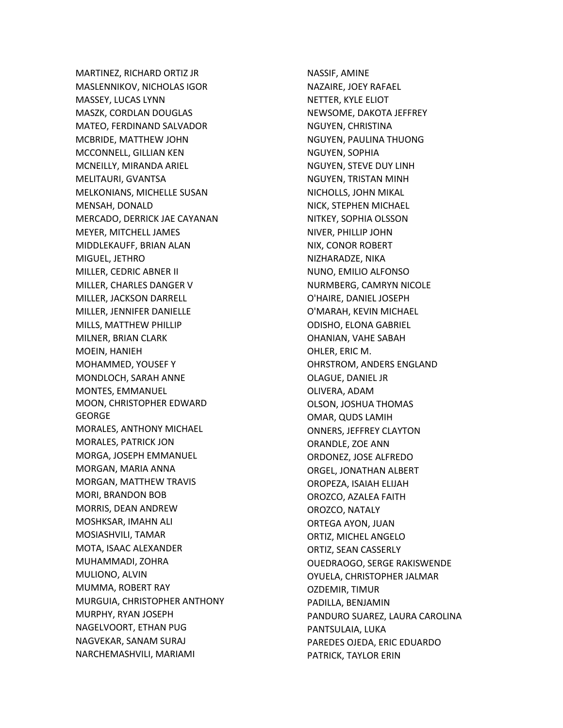MARTINEZ, RICHARD ORTIZ JR
MASLENNIKOV, NICHOLAS IGOR
MASSEY, LUCAS LYNN
MASZK, CORDLAN DOUGLAS
MATEO, FERDINAND SALVADOR
MCBRIDE, MATTHEW JOHN
MCCONNELL, GILLIAN KEN
MCNEILLY, MIRANDA ARIEL
MELITAURI, GVANTSA
MELKONIANS, MICHELLE SUSAN
MENSAH, DONALD
MERCADO, DERRICK JAE CAYANAN
MEYER, MITCHELL JAMES
MIDDLEKAUFF, BRIAN ALAN
MIGUEL, JETHRO
MILLER, CEDRIC ABNER II
MILLER, CHARLES DANGER V
MILLER, JACKSON DARRELL
MILLER, JENNIFER DANIELLE
MILLS, MATTHEW PHILLIP
MILNER, BRIAN CLARK
MOEIN, HANIEH
MOHAMMED, YOUSEF Y
MONDLOCH, SARAH ANNE
MONTES, EMMANUEL
MOON, CHRISTOPHER EDWARD GEORGE
MORALES, ANTHONY MICHAEL
MORALES, PATRICK JON
MORGA, JOSEPH EMMANUEL
MORGAN, MARIA ANNA
MORGAN, MATTHEW TRAVIS
MORI, BRANDON BOB
MORRIS, DEAN ANDREW
MOSHKSAR, IMAHN ALI
MOSIASHVILI, TAMAR
MOTA, ISAAC ALEXANDER
MUHAMMADI, ZOHRA
MULIONO, ALVIN
MUMMA, ROBERT RAY
MURGUIA, CHRISTOPHER ANTHONY
MURPHY, RYAN JOSEPH
NAGELVOORT, ETHAN PUG
NAGVEKAR, SANAM SURAJ
NARCHEMASHVILI, MARIAMI
NASSIF, AMINE
NAZAIRE, JOEY RAFAEL
NETTER, KYLE ELIOT
NEWSOME, DAKOTA JEFFREY
NGUYEN, CHRISTINA
NGUYEN, PAULINA THUONG
NGUYEN, SOPHIA
NGUYEN, STEVE DUY LINH
NGUYEN, TRISTAN MINH
NICHOLLS, JOHN MIKAL
NICK, STEPHEN MICHAEL
NITKEY, SOPHIA OLSSON
NIVER, PHILLIP JOHN
NIX, CONOR ROBERT
NIZHARADZE, NIKA
NUNO, EMILIO ALFONSO
NURMBERG, CAMRYN NICOLE
O'HAIRE, DANIEL JOSEPH
O'MARAH, KEVIN MICHAEL
ODISHO, ELONA GABRIEL
OHANIAN, VAHE SABAH
OHLER, ERIC M.
OHRSTROM, ANDERS ENGLAND
OLAGUE, DANIEL JR
OLIVERA, ADAM
OLSON, JOSHUA THOMAS
OMAR, QUDS LAMIH
ONNERS, JEFFREY CLAYTON
ORANDLE, ZOE ANN
ORDONEZ, JOSE ALFREDO
ORGEL, JONATHAN ALBERT
OROPEZA, ISAIAH ELIJAH
OROZCO, AZALEA FAITH
OROZCO, NATALY
ORTEGA AYON, JUAN
ORTIZ, MICHEL ANGELO
ORTIZ, SEAN CASSERLY
OUEDRAOGO, SERGE RAKISWENDE
OYUELA, CHRISTOPHER JALMAR
OZDEMIR, TIMUR
PADILLA, BENJAMIN
PANDURO SUAREZ, LAURA CAROLINA
PANTSULAIA, LUKA
PAREDES OJEDA, ERIC EDUARDO
PATRICK, TAYLOR ERIN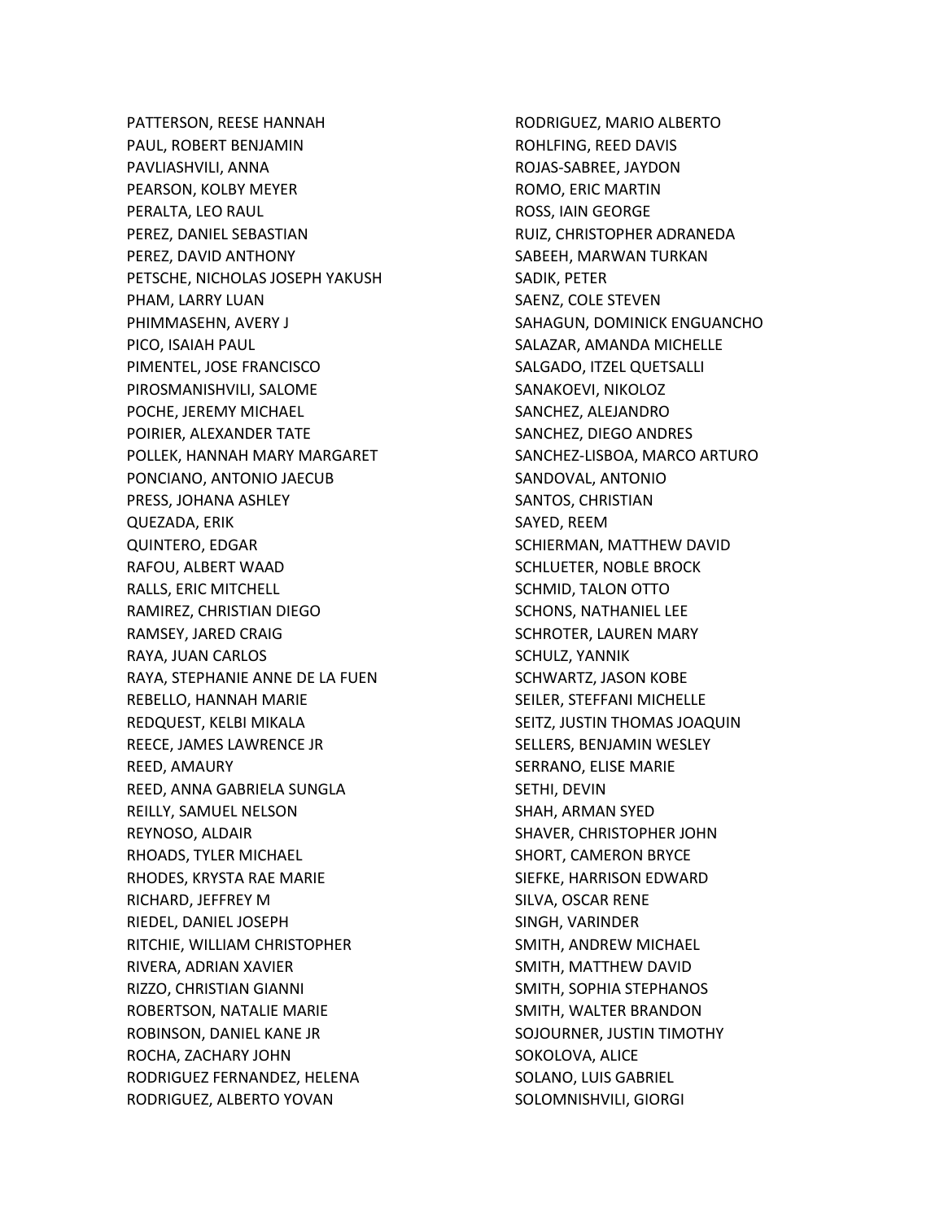PATTERSON, REESE HANNAH
PAUL, ROBERT BENJAMIN
PAVLIASHVILI, ANNA
PEARSON, KOLBY MEYER
PERALTA, LEO RAUL
PEREZ, DANIEL SEBASTIAN
PEREZ, DAVID ANTHONY
PETSCHE, NICHOLAS JOSEPH YAKUSH
PHAM, LARRY LUAN
PHIMMASEHN, AVERY J
PICO, ISAIAH PAUL
PIMENTEL, JOSE FRANCISCO
PIROSMANISHVILI, SALOME
POCHE, JEREMY MICHAEL
POIRIER, ALEXANDER TATE
POLLEK, HANNAH MARY MARGARET
PONCIANO, ANTONIO JAECUB
PRESS, JOHANA ASHLEY
QUEZADA, ERIK
QUINTERO, EDGAR
RAFOU, ALBERT WAAD
RALLS, ERIC MITCHELL
RAMIREZ, CHRISTIAN DIEGO
RAMSEY, JARED CRAIG
RAYA, JUAN CARLOS
RAYA, STEPHANIE ANNE DE LA FUEN
REBELLO, HANNAH MARIE
REDQUEST, KELBI MIKALA
REECE, JAMES LAWRENCE JR
REED, AMAURY
REED, ANNA GABRIELA SUNGLA
REILLY, SAMUEL NELSON
REYNOSO, ALDAIR
RHOADS, TYLER MICHAEL
RHODES, KRYSTA RAE MARIE
RICHARD, JEFFREY M
RIEDEL, DANIEL JOSEPH
RITCHIE, WILLIAM CHRISTOPHER
RIVERA, ADRIAN XAVIER
RIZZO, CHRISTIAN GIANNI
ROBERTSON, NATALIE MARIE
ROBINSON, DANIEL KANE JR
ROCHA, ZACHARY JOHN
RODRIGUEZ FERNANDEZ, HELENA
RODRIGUEZ, ALBERTO YOVAN
RODRIGUEZ, MARIO ALBERTO
ROHLFING, REED DAVIS
ROJAS-SABREE, JAYDON
ROMO, ERIC MARTIN
ROSS, IAIN GEORGE
RUIZ, CHRISTOPHER ADRANEDA
SABEEH, MARWAN TURKAN
SADIK, PETER
SAENZ, COLE STEVEN
SAHAGUN, DOMINICK ENGUANCHO
SALAZAR, AMANDA MICHELLE
SALGADO, ITZEL QUETSALLI
SANAKOEVI, NIKOLOZ
SANCHEZ, ALEJANDRO
SANCHEZ, DIEGO ANDRES
SANCHEZ-LISBOA, MARCO ARTURO
SANDOVAL, ANTONIO
SANTOS, CHRISTIAN
SAYED, REEM
SCHIERMAN, MATTHEW DAVID
SCHLUETER, NOBLE BROCK
SCHMID, TALON OTTO
SCHONS, NATHANIEL LEE
SCHROTER, LAUREN MARY
SCHULZ, YANNIK
SCHWARTZ, JASON KOBE
SEILER, STEFFANI MICHELLE
SEITZ, JUSTIN THOMAS JOAQUIN
SELLERS, BENJAMIN WESLEY
SERRANO, ELISE MARIE
SETHI, DEVIN
SHAH, ARMAN SYED
SHAVER, CHRISTOPHER JOHN
SHORT, CAMERON BRYCE
SIEFKE, HARRISON EDWARD
SILVA, OSCAR RENE
SINGH, VARINDER
SMITH, ANDREW MICHAEL
SMITH, MATTHEW DAVID
SMITH, SOPHIA STEPHANOS
SMITH, WALTER BRANDON
SOJOURNER, JUSTIN TIMOTHY
SOKOLOVA, ALICE
SOLANO, LUIS GABRIEL
SOLOMNISHVILI, GIORGI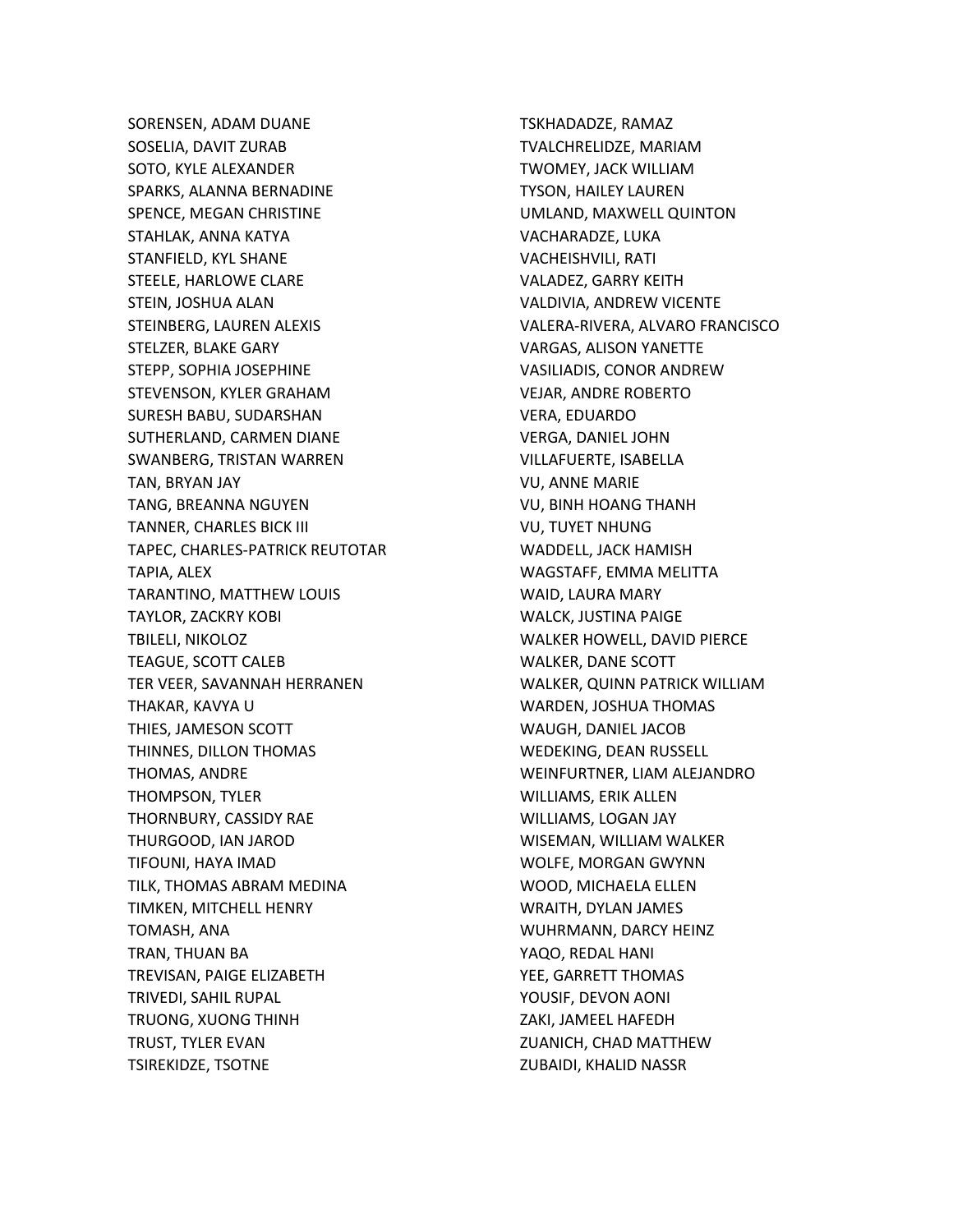SORENSEN, ADAM DUANE
SOSELIA, DAVIT ZURAB
SOTO, KYLE ALEXANDER
SPARKS, ALANNA BERNADINE
SPENCE, MEGAN CHRISTINE
STAHLAK, ANNA KATYA
STANFIELD, KYL SHANE
STEELE, HARLOWE CLARE
STEIN, JOSHUA ALAN
STEINBERG, LAUREN ALEXIS
STELZER, BLAKE GARY
STEPP, SOPHIA JOSEPHINE
STEVENSON, KYLER GRAHAM
SURESH BABU, SUDARSHAN
SUTHERLAND, CARMEN DIANE
SWANBERG, TRISTAN WARREN
TAN, BRYAN JAY
TANG, BREANNA NGUYEN
TANNER, CHARLES BICK III
TAPEC, CHARLES-PATRICK REUTOTAR
TAPIA, ALEX
TARANTINO, MATTHEW LOUIS
TAYLOR, ZACKRY KOBI
TBILELI, NIKOLOZ
TEAGUE, SCOTT CALEB
TER VEER, SAVANNAH HERRANEN
THAKAR, KAVYA U
THIES, JAMESON SCOTT
THINNES, DILLON THOMAS
THOMAS, ANDRE
THOMPSON, TYLER
THORNBURY, CASSIDY RAE
THURGOOD, IAN JAROD
TIFOUNI, HAYA IMAD
TILK, THOMAS ABRAM MEDINA
TIMKEN, MITCHELL HENRY
TOMASH, ANA
TRAN, THUAN BA
TREVISAN, PAIGE ELIZABETH
TRIVEDI, SAHIL RUPAL
TRUONG, XUONG THINH
TRUST, TYLER EVAN
TSIREKIDZE, TSOTNE
TSKHADADZE, RAMAZ
TVALCHRELIDZE, MARIAM
TWOMEY, JACK WILLIAM
TYSON, HAILEY LAUREN
UMLAND, MAXWELL QUINTON
VACHARADZE, LUKA
VACHEISHVILI, RATI
VALADEZ, GARRY KEITH
VALDIVIA, ANDREW VICENTE
VALERA-RIVERA, ALVARO FRANCISCO
VARGAS, ALISON YANETTE
VASILIADIS, CONOR ANDREW
VEJAR, ANDRE ROBERTO
VERA, EDUARDO
VERGA, DANIEL JOHN
VILLAFUERTE, ISABELLA
VU, ANNE MARIE
VU, BINH HOANG THANH
VU, TUYET NHUNG
WADDELL, JACK HAMISH
WAGSTAFF, EMMA MELITTA
WAID, LAURA MARY
WALCK, JUSTINA PAIGE
WALKER HOWELL, DAVID PIERCE
WALKER, DANE SCOTT
WALKER, QUINN PATRICK WILLIAM
WARDEN, JOSHUA THOMAS
WAUGH, DANIEL JACOB
WEDEKING, DEAN RUSSELL
WEINFURTNER, LIAM ALEJANDRO
WILLIAMS, ERIK ALLEN
WILLIAMS, LOGAN JAY
WISEMAN, WILLIAM WALKER
WOLFE, MORGAN GWYNN
WOOD, MICHAELA ELLEN
WRAITH, DYLAN JAMES
WUHRMANN, DARCY HEINZ
YAQO, REDAL HANI
YEE, GARRETT THOMAS
YOUSIF, DEVON AONI
ZAKI, JAMEEL HAFEDH
ZUANICH, CHAD MATTHEW
ZUBAIDI, KHALID NASSR